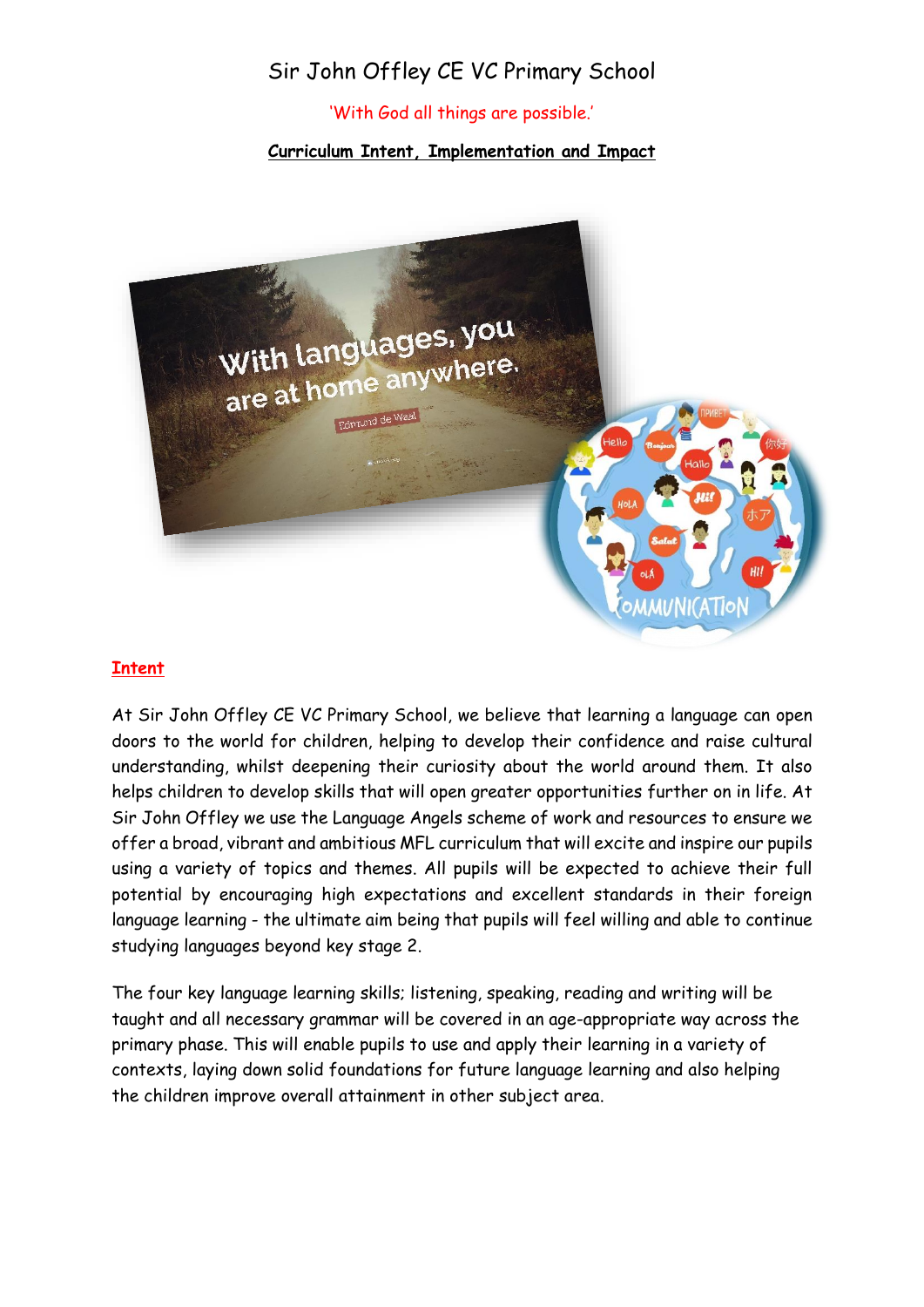# Sir John Offley CE VC Primary School

'With God all things are possible.'

## Curriculum Intent, Implementation and Impact

## Intent

At Sir John Offley CE VC Primary School, we believe that learning a language can open doors to the world for children, helping to develop their confidence and raise cultural understanding, whilst deepening their curiosity about the world around them. It also helps children to develop skills that will open greater opportunities further on in life. At Sir John Offley we use the Language Angels scheme of work and resources to ensure we offer a broad, vibrant and ambitious MFL curriculum that will excite and inspire our pupils using a variety of topics and themes. All pupils will be expected to achieve their full potential by encouraging high expectations and excellent standards in their foreign language learning - the ultimate aim being that pupils will feel willing and able to continue studying languages beyond key stage 2.

The four key language learning skills; listening, speaking, reading and writing will be taught and all necessary grammar will be covered in an age-appropriate way across the primary phase. This will enable pupils to use and apply their learning in a variety of contexts, laying down solid foundations for future language learning and also helping the children improve overall attainment in other subject area.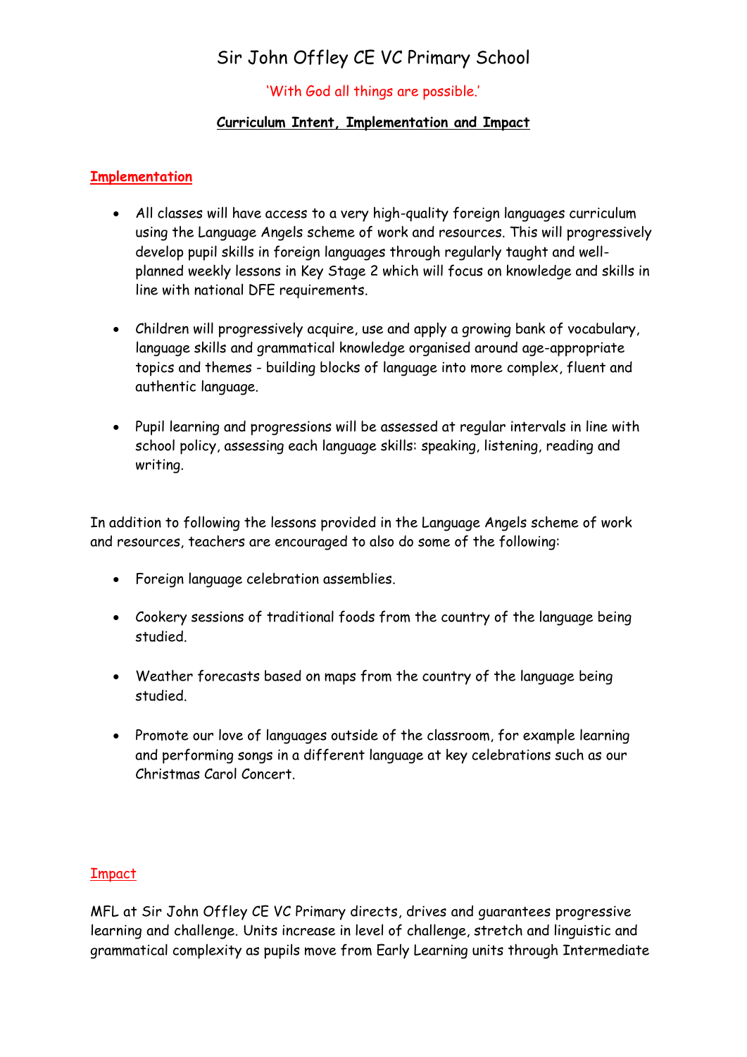# Sir John Offley CE VC Primary School

'With God all things are possible.'

**Curriculum Intent, Implementation and Impact**

## **Implementation**

- All classes will have access to a very high-quality foreign languages curriculum using the Language Angels scheme of work and resources. This will progressively develop pupil skills in foreign languages through regularly taught and well-planned weekly lessons in Key Stage 2 which will focus on knowledge and skills in line with national DFE requirements.

- Children will progressively acquire, use and apply a growing bank of vocabulary, language skills and grammatical knowledge organised around age-appropriate topics and themes - building blocks of language into more complex, fluent and authentic language.

- Pupil learning and progressions will be assessed at regular intervals in line with school policy, assessing each language skills: speaking, listening, reading and writing.

In addition to following the lessons provided in the Language Angels scheme of work and resources, teachers are encouraged to also do some of the following:

- Foreign language celebration assemblies.

- Cookery sessions of traditional foods from the country of the language being studied.

- Weather forecasts based on maps from the country of the language being studied.

- Promote our love of languages outside of the classroom, for example learning and performing songs in a different language at key celebrations such as our Christmas Carol Concert.

## Impact

MFL at Sir John Offley CE VC Primary directs, drives and guarantees progressive learning and challenge. Units increase in level of challenge, stretch and linguistic and grammatical complexity as pupils move from Early Learning units through Intermediate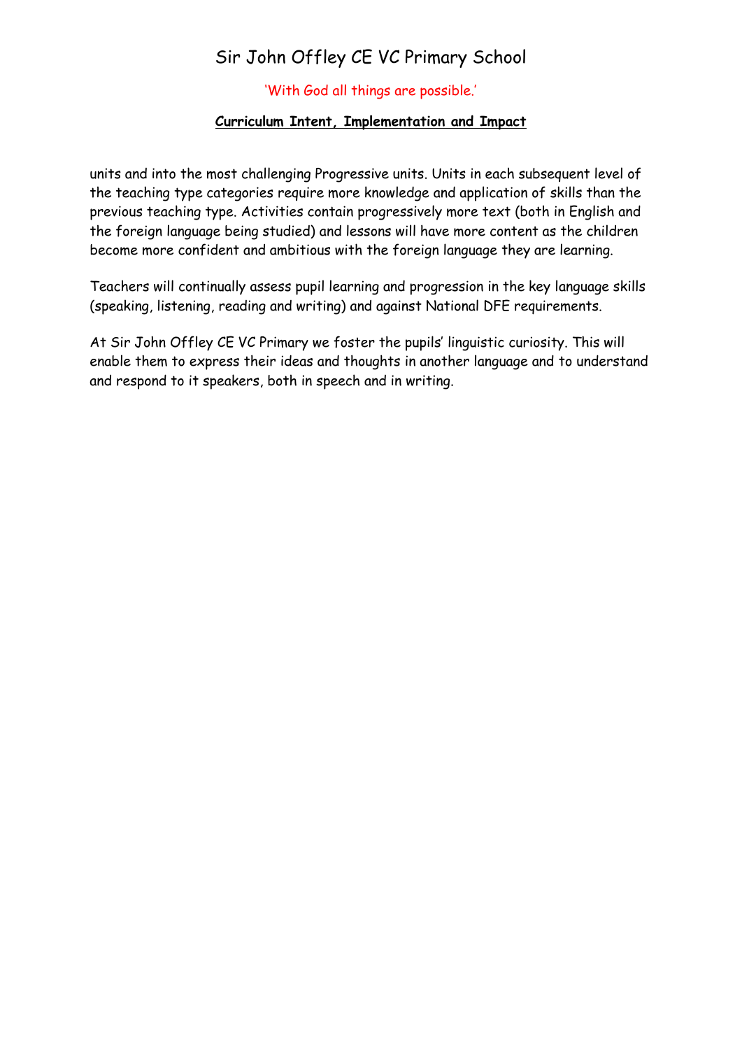units and into the most challenging Progressive units. Units in each subsequent level of the teaching type categories require more knowledge and application of skills than the previous teaching type. Activities contain progressively more text (both in English and the foreign language being studied) and lessons will have more content as the children become more confident and ambitious with the foreign language they are learning.

Teachers will continually assess pupil learning and progression in the key language skills (speaking, listening, reading and writing) and against National DFE requirements.

At Sir John Offley CE VC Primary we foster the pupils' linguistic curiosity. This will enable them to express their ideas and thoughts in another language and to understand and respond to it speakers, both in speech and in writing.